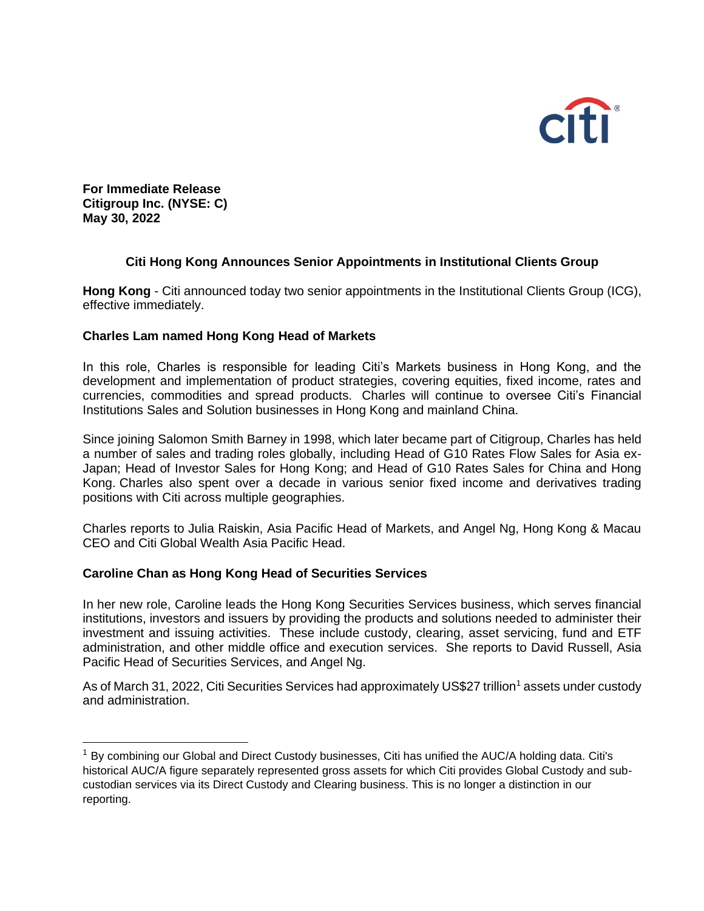**For Immediate Release**
**Citigroup Inc. (NYSE: C)**
**May 30, 2022**

## Citi Hong Kong Announces Senior Appointments in Institutional Clients Group

**Hong Kong** - Citi announced today two senior appointments in the Institutional Clients Group (ICG), effective immediately.

### Charles Lam named Hong Kong Head of Markets

In this role, Charles is responsible for leading Citi's Markets business in Hong Kong, and the development and implementation of product strategies, covering equities, fixed income, rates and currencies, commodities and spread products. Charles will continue to oversee Citi's Financial Institutions Sales and Solution businesses in Hong Kong and mainland China.

Since joining Salomon Smith Barney in 1998, which later became part of Citigroup, Charles has held a number of sales and trading roles globally, including Head of G10 Rates Flow Sales for Asia ex-Japan; Head of Investor Sales for Hong Kong; and Head of G10 Rates Sales for China and Hong Kong. Charles also spent over a decade in various senior fixed income and derivatives trading positions with Citi across multiple geographies.

Charles reports to Julia Raiskin, Asia Pacific Head of Markets, and Angel Ng, Hong Kong & Macau CEO and Citi Global Wealth Asia Pacific Head.

### Caroline Chan as Hong Kong Head of Securities Services

In her new role, Caroline leads the Hong Kong Securities Services business, which serves financial institutions, investors and issuers by providing the products and solutions needed to administer their investment and issuing activities. These include custody, clearing, asset servicing, fund and ETF administration, and other middle office and execution services. She reports to David Russell, Asia Pacific Head of Securities Services, and Angel Ng.

As of March 31, 2022, Citi Securities Services had approximately US$27 trillion[1] assets under custody and administration.

---

[1] By combining our Global and Direct Custody businesses, Citi has unified the AUC/A holding data. Citi's historical AUC/A figure separately represented gross assets for which Citi provides Global Custody and sub-custodian services via its Direct Custody and Clearing business. This is no longer a distinction in our reporting.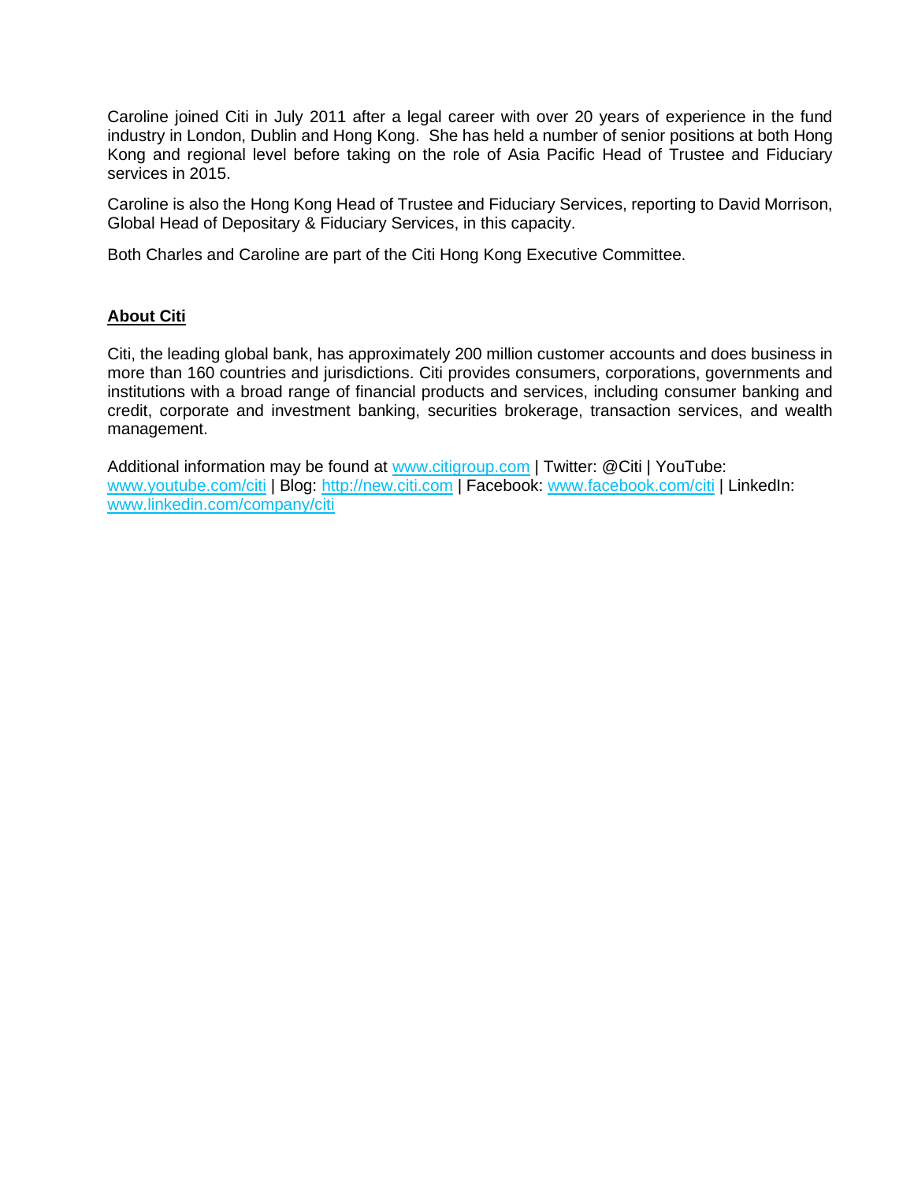Caroline joined Citi in July 2011 after a legal career with over 20 years of experience in the fund industry in London, Dublin and Hong Kong. She has held a number of senior positions at both Hong Kong and regional level before taking on the role of Asia Pacific Head of Trustee and Fiduciary services in 2015.

Caroline is also the Hong Kong Head of Trustee and Fiduciary Services, reporting to David Morrison, Global Head of Depositary & Fiduciary Services, in this capacity.

Both Charles and Caroline are part of the Citi Hong Kong Executive Committee.

**About Citi**

Citi, the leading global bank, has approximately 200 million customer accounts and does business in more than 160 countries and jurisdictions. Citi provides consumers, corporations, governments and institutions with a broad range of financial products and services, including consumer banking and credit, corporate and investment banking, securities brokerage, transaction services, and wealth management.

Additional information may be found at www.citigroup.com | Twitter: @Citi | YouTube: www.youtube.com/citi | Blog: http://new.citi.com | Facebook: www.facebook.com/citi | LinkedIn: www.linkedin.com/company/citi